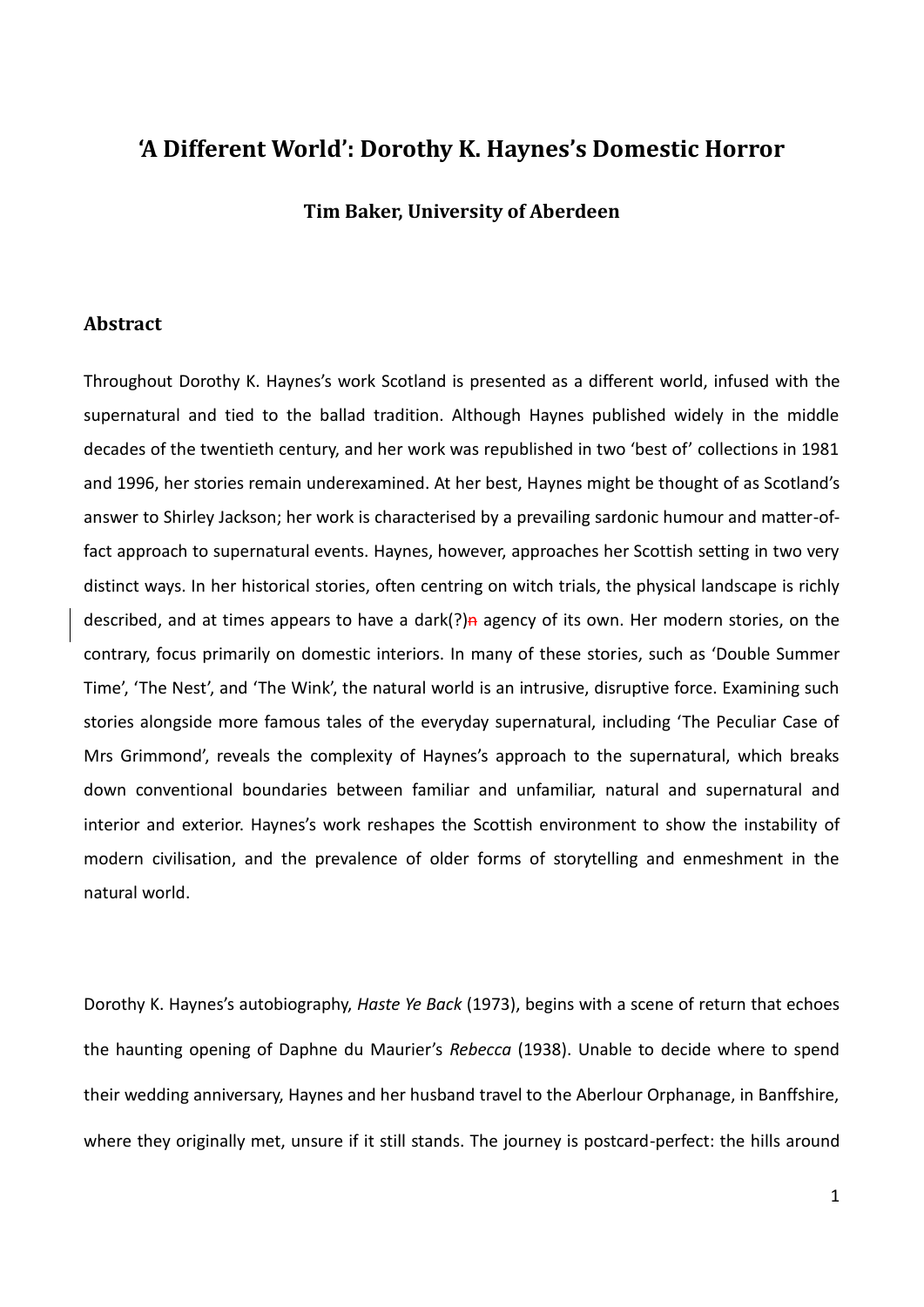# 'A Different World': Dorothy K. Haynes's Domestic Horror

**Tim Baker, University of Aberdeen**

## Abstract

Throughout Dorothy K. Haynes's work Scotland is presented as a different world, infused with the supernatural and tied to the ballad tradition. Although Haynes published widely in the middle decades of the twentieth century, and her work was republished in two 'best of' collections in 1981 and 1996, her stories remain underexamined. At her best, Haynes might be thought of as Scotland's answer to Shirley Jackson; her work is characterised by a prevailing sardonic humour and matter-of-fact approach to supernatural events. Haynes, however, approaches her Scottish setting in two very distinct ways. In her historical stories, often centring on witch trials, the physical landscape is richly described, and at times appears to have a dark(?)n agency of its own. Her modern stories, on the contrary, focus primarily on domestic interiors. In many of these stories, such as 'Double Summer Time', 'The Nest', and 'The Wink', the natural world is an intrusive, disruptive force. Examining such stories alongside more famous tales of the everyday supernatural, including 'The Peculiar Case of Mrs Grimmond', reveals the complexity of Haynes's approach to the supernatural, which breaks down conventional boundaries between familiar and unfamiliar, natural and supernatural and interior and exterior. Haynes's work reshapes the Scottish environment to show the instability of modern civilisation, and the prevalence of older forms of storytelling and enmeshment in the natural world.

Dorothy K. Haynes's autobiography, *Haste Ye Back* (1973), begins with a scene of return that echoes the haunting opening of Daphne du Maurier's *Rebecca* (1938). Unable to decide where to spend their wedding anniversary, Haynes and her husband travel to the Aberlour Orphanage, in Banffshire, where they originally met, unsure if it still stands. The journey is postcard-perfect: the hills around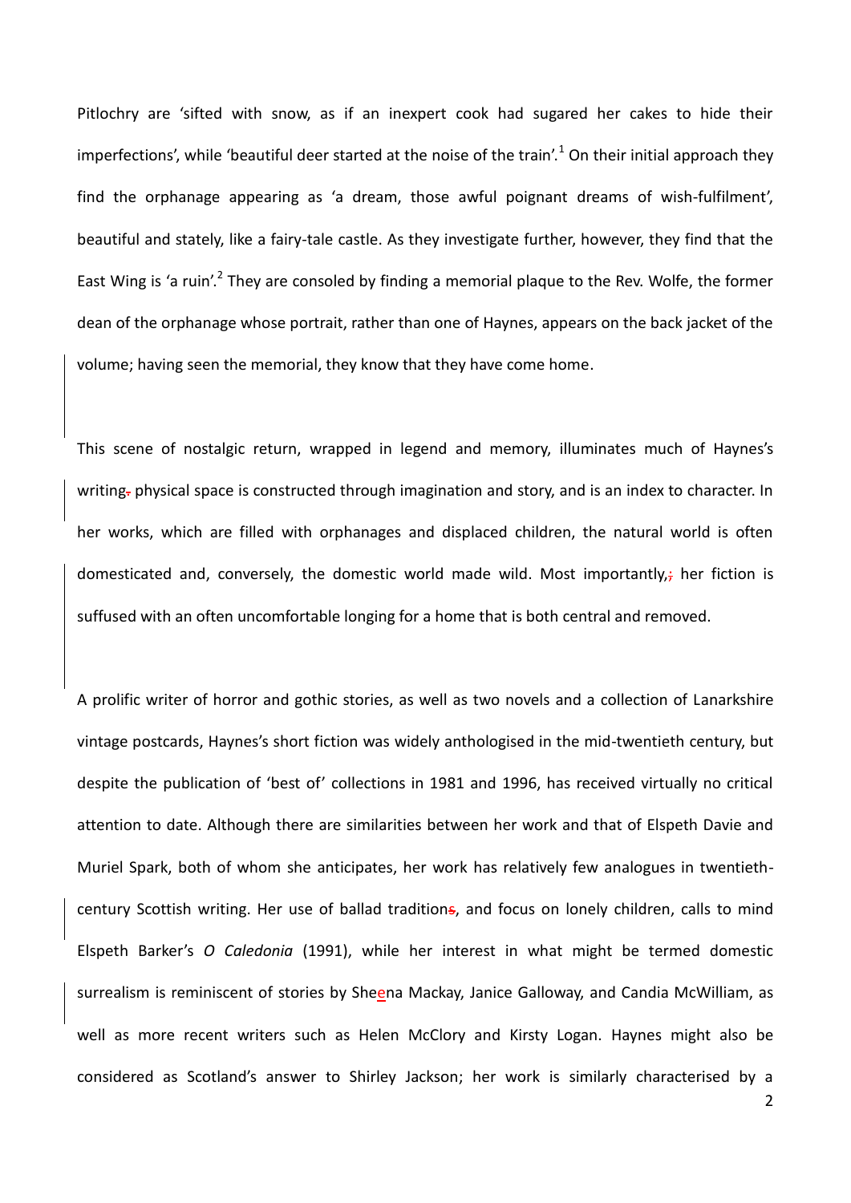Pitlochry are 'sifted with snow, as if an inexpert cook had sugared her cakes to hide their imperfections', while 'beautiful deer started at the noise of the train'.[1] On their initial approach they find the orphanage appearing as 'a dream, those awful poignant dreams of wish-fulfilment', beautiful and stately, like a fairy-tale castle. As they investigate further, however, they find that the East Wing is 'a ruin'.[2] They are consoled by finding a memorial plaque to the Rev. Wolfe, the former dean of the orphanage whose portrait, rather than one of Haynes, appears on the back jacket of the volume; having seen the memorial, they know that they have come home.

This scene of nostalgic return, wrapped in legend and memory, illuminates much of Haynes's writing~~.~~ physical space is constructed through imagination and story, and is an index to character. In her works, which are filled with orphanages and displaced children, the natural world is often domesticated and, conversely, the domestic world made wild. Most importantly,~~;~~ her fiction is suffused with an often uncomfortable longing for a home that is both central and removed.

A prolific writer of horror and gothic stories, as well as two novels and a collection of Lanarkshire vintage postcards, Haynes's short fiction was widely anthologised in the mid-twentieth century, but despite the publication of 'best of' collections in 1981 and 1996, has received virtually no critical attention to date. Although there are similarities between her work and that of Elspeth Davie and Muriel Spark, both of whom she anticipates, her work has relatively few analogues in twentieth-century Scottish writing. Her use of ballad tradition~~s~~, and focus on lonely children, calls to mind Elspeth Barker's *O Caledonia* (1991), while her interest in what might be termed domestic surrealism is reminiscent of stories by Sheena Mackay, Janice Galloway, and Candia McWilliam, as well as more recent writers such as Helen McClory and Kirsty Logan. Haynes might also be considered as Scotland's answer to Shirley Jackson; her work is similarly characterised by a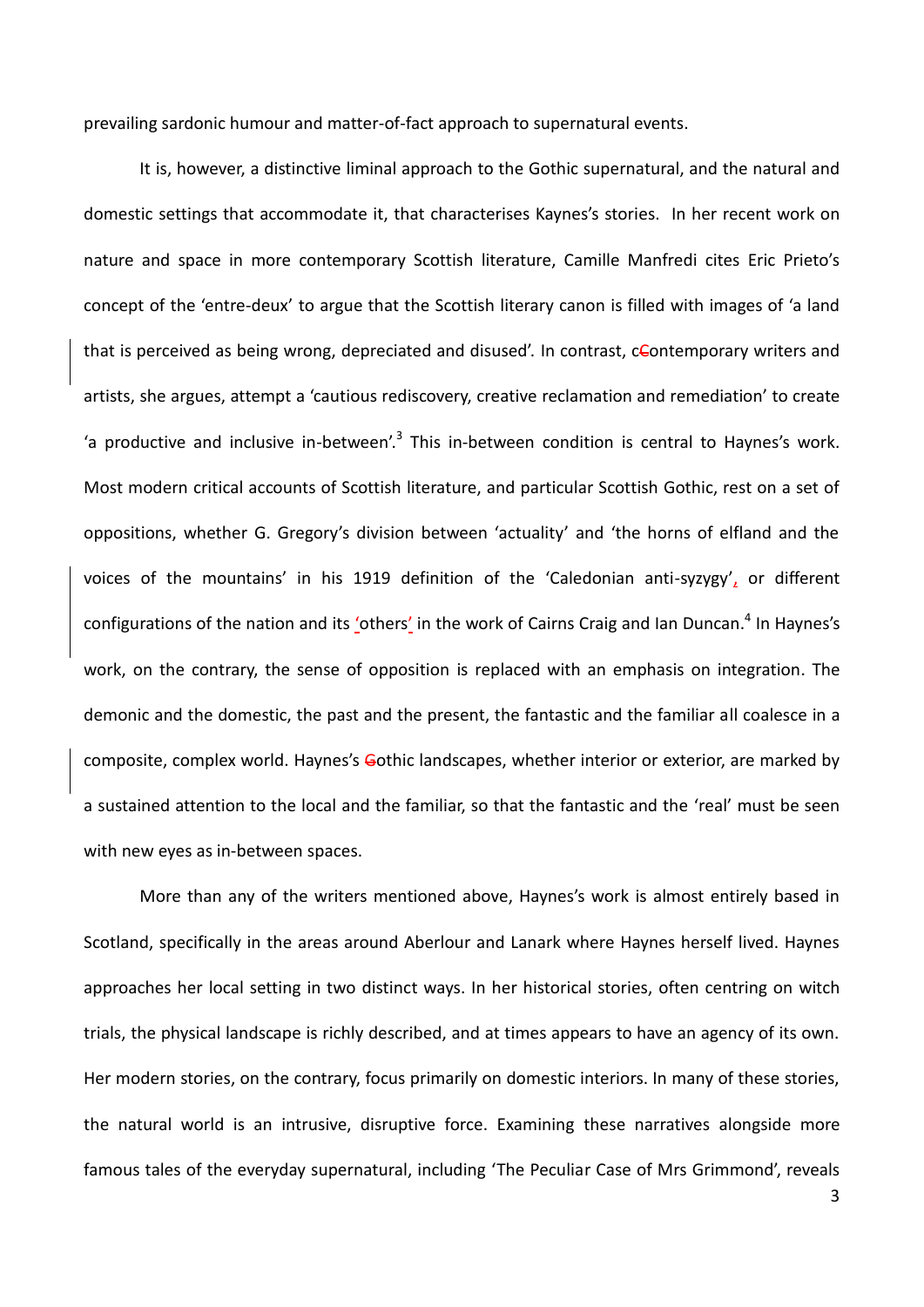prevailing sardonic humour and matter-of-fact approach to supernatural events.

It is, however, a distinctive liminal approach to the Gothic supernatural, and the natural and domestic settings that accommodate it, that characterises Kaynes's stories. In her recent work on nature and space in more contemporary Scottish literature, Camille Manfredi cites Eric Prieto's concept of the 'entre-deux' to argue that the Scottish literary canon is filled with images of 'a land that is perceived as being wrong, depreciated and disused'. In contrast, cContemporary writers and artists, she argues, attempt a 'cautious rediscovery, creative reclamation and remediation' to create 'a productive and inclusive in-between'.[3] This in-between condition is central to Haynes's work. Most modern critical accounts of Scottish literature, and particular Scottish Gothic, rest on a set of oppositions, whether G. Gregory's division between 'actuality' and 'the horns of elfland and the voices of the mountains' in his 1919 definition of the 'Caledonian anti-syzygy', or different configurations of the nation and its 'others' in the work of Cairns Craig and Ian Duncan.[4] In Haynes's work, on the contrary, the sense of opposition is replaced with an emphasis on integration. The demonic and the domestic, the past and the present, the fantastic and the familiar all coalesce in a composite, complex world. Haynes's Gothic landscapes, whether interior or exterior, are marked by a sustained attention to the local and the familiar, so that the fantastic and the 'real' must be seen with new eyes as in-between spaces.

More than any of the writers mentioned above, Haynes's work is almost entirely based in Scotland, specifically in the areas around Aberlour and Lanark where Haynes herself lived. Haynes approaches her local setting in two distinct ways. In her historical stories, often centring on witch trials, the physical landscape is richly described, and at times appears to have an agency of its own. Her modern stories, on the contrary, focus primarily on domestic interiors. In many of these stories, the natural world is an intrusive, disruptive force. Examining these narratives alongside more famous tales of the everyday supernatural, including 'The Peculiar Case of Mrs Grimmond', reveals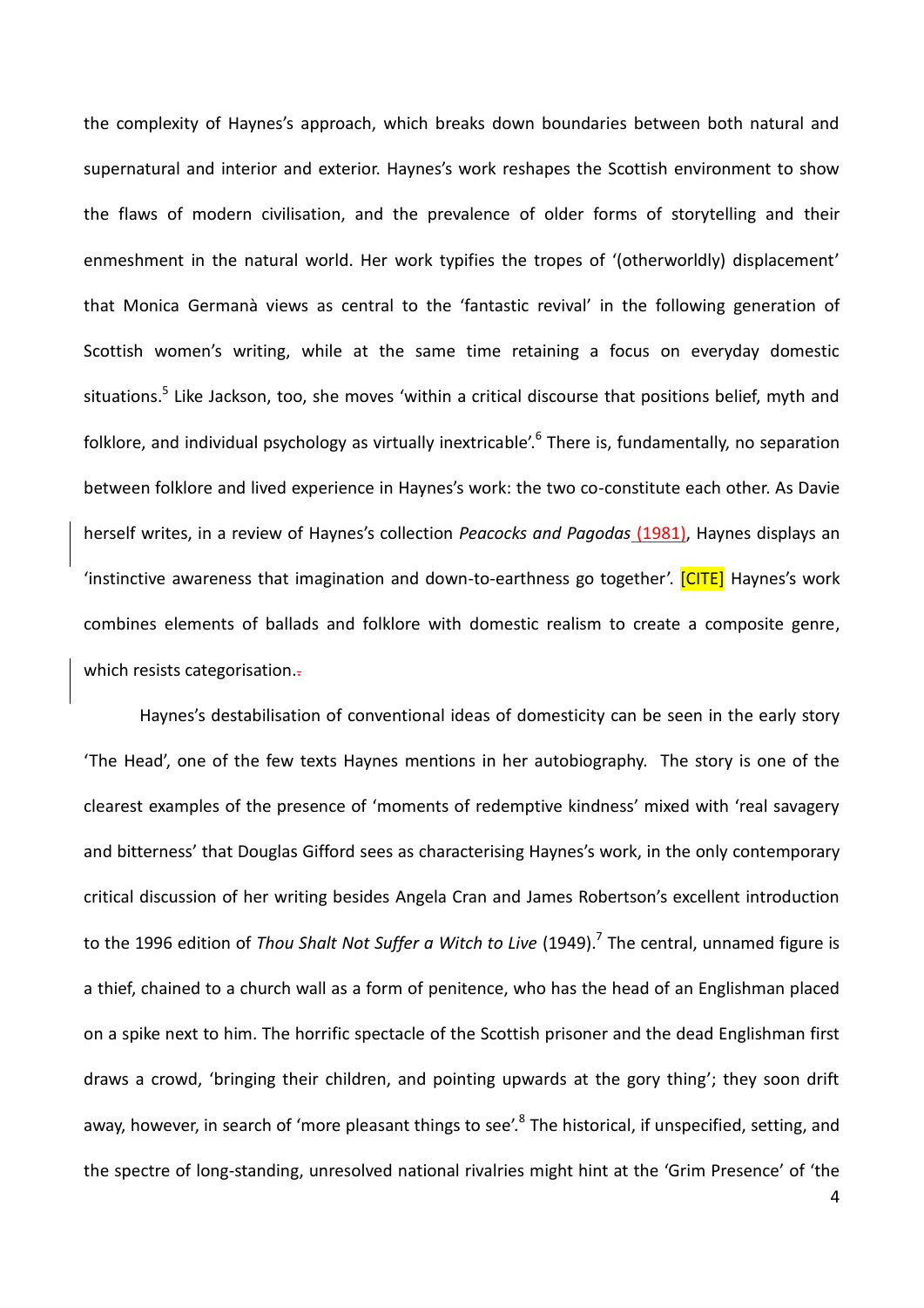the complexity of Haynes's approach, which breaks down boundaries between both natural and supernatural and interior and exterior. Haynes's work reshapes the Scottish environment to show the flaws of modern civilisation, and the prevalence of older forms of storytelling and their enmeshment in the natural world. Her work typifies the tropes of '(otherworldly) displacement' that Monica Germanà views as central to the 'fantastic revival' in the following generation of Scottish women's writing, while at the same time retaining a focus on everyday domestic situations.[5] Like Jackson, too, she moves 'within a critical discourse that positions belief, myth and folklore, and individual psychology as virtually inextricable'.[6] There is, fundamentally, no separation between folklore and lived experience in Haynes's work: the two co-constitute each other. As Davie herself writes, in a review of Haynes's collection *Peacocks and Pagodas* (1981), Haynes displays an 'instinctive awareness that imagination and down-to-earthness go together'. [CITE] Haynes's work combines elements of ballads and folklore with domestic realism to create a composite genre, which resists categorisation.

Haynes's destabilisation of conventional ideas of domesticity can be seen in the early story 'The Head', one of the few texts Haynes mentions in her autobiography. The story is one of the clearest examples of the presence of 'moments of redemptive kindness' mixed with 'real savagery and bitterness' that Douglas Gifford sees as characterising Haynes's work, in the only contemporary critical discussion of her writing besides Angela Cran and James Robertson's excellent introduction to the 1996 edition of *Thou Shalt Not Suffer a Witch to Live* (1949).[7] The central, unnamed figure is a thief, chained to a church wall as a form of penitence, who has the head of an Englishman placed on a spike next to him. The horrific spectacle of the Scottish prisoner and the dead Englishman first draws a crowd, 'bringing their children, and pointing upwards at the gory thing'; they soon drift away, however, in search of 'more pleasant things to see'.[8] The historical, if unspecified, setting, and the spectre of long-standing, unresolved national rivalries might hint at the 'Grim Presence' of 'the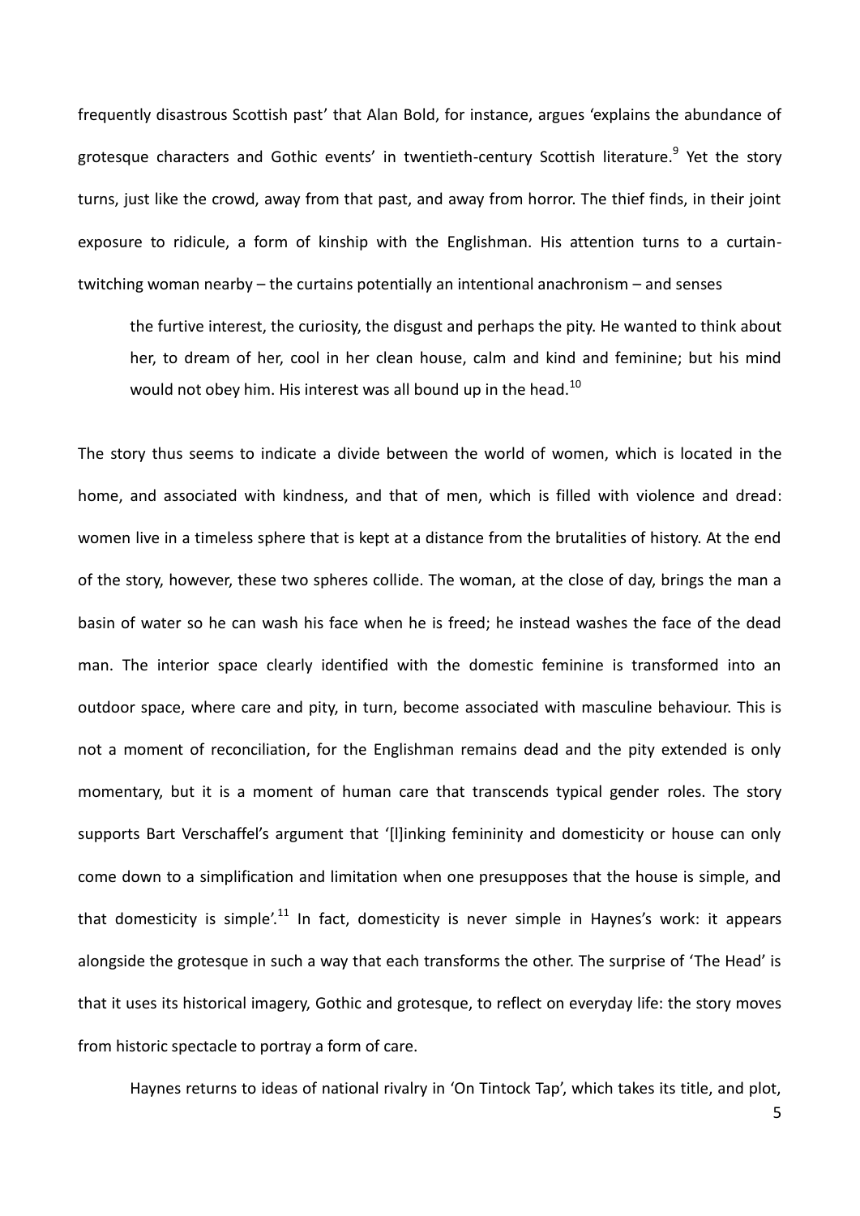frequently disastrous Scottish past' that Alan Bold, for instance, argues 'explains the abundance of grotesque characters and Gothic events' in twentieth-century Scottish literature.[9] Yet the story turns, just like the crowd, away from that past, and away from horror. The thief finds, in their joint exposure to ridicule, a form of kinship with the Englishman. His attention turns to a curtain-twitching woman nearby – the curtains potentially an intentional anachronism – and senses

> the furtive interest, the curiosity, the disgust and perhaps the pity. He wanted to think about her, to dream of her, cool in her clean house, calm and kind and feminine; but his mind would not obey him. His interest was all bound up in the head.[10]

The story thus seems to indicate a divide between the world of women, which is located in the home, and associated with kindness, and that of men, which is filled with violence and dread: women live in a timeless sphere that is kept at a distance from the brutalities of history. At the end of the story, however, these two spheres collide. The woman, at the close of day, brings the man a basin of water so he can wash his face when he is freed; he instead washes the face of the dead man. The interior space clearly identified with the domestic feminine is transformed into an outdoor space, where care and pity, in turn, become associated with masculine behaviour. This is not a moment of reconciliation, for the Englishman remains dead and the pity extended is only momentary, but it is a moment of human care that transcends typical gender roles. The story supports Bart Verschaffel's argument that '[l]inking femininity and domesticity or house can only come down to a simplification and limitation when one presupposes that the house is simple, and that domesticity is simple'.[11] In fact, domesticity is never simple in Haynes's work: it appears alongside the grotesque in such a way that each transforms the other. The surprise of 'The Head' is that it uses its historical imagery, Gothic and grotesque, to reflect on everyday life: the story moves from historic spectacle to portray a form of care.

Haynes returns to ideas of national rivalry in 'On Tintock Tap', which takes its title, and plot,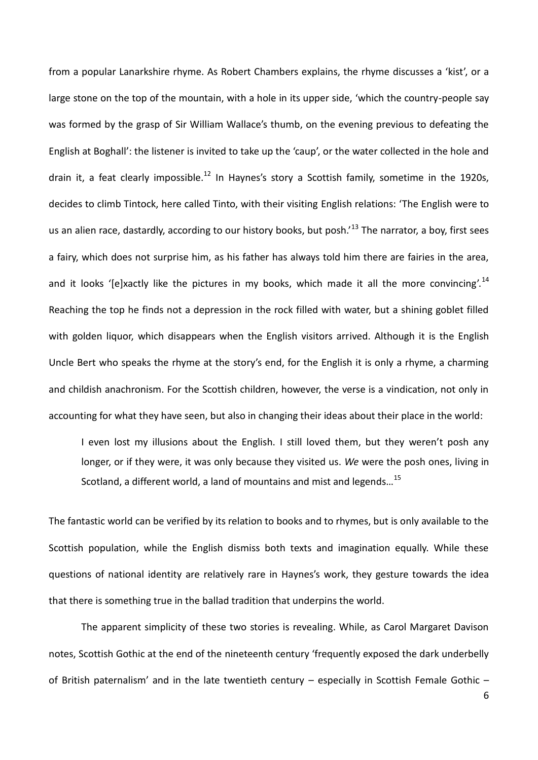from a popular Lanarkshire rhyme. As Robert Chambers explains, the rhyme discusses a 'kist', or a large stone on the top of the mountain, with a hole in its upper side, 'which the country-people say was formed by the grasp of Sir William Wallace's thumb, on the evening previous to defeating the English at Boghall': the listener is invited to take up the 'caup', or the water collected in the hole and drain it, a feat clearly impossible.[12] In Haynes's story a Scottish family, sometime in the 1920s, decides to climb Tintock, here called Tinto, with their visiting English relations: 'The English were to us an alien race, dastardly, according to our history books, but posh.'[13] The narrator, a boy, first sees a fairy, which does not surprise him, as his father has always told him there are fairies in the area, and it looks '[e]xactly like the pictures in my books, which made it all the more convincing'.[14] Reaching the top he finds not a depression in the rock filled with water, but a shining goblet filled with golden liquor, which disappears when the English visitors arrived. Although it is the English Uncle Bert who speaks the rhyme at the story's end, for the English it is only a rhyme, a charming and childish anachronism. For the Scottish children, however, the verse is a vindication, not only in accounting for what they have seen, but also in changing their ideas about their place in the world:

> I even lost my illusions about the English. I still loved them, but they weren't posh any longer, or if they were, it was only because they visited us. *We* were the posh ones, living in Scotland, a different world, a land of mountains and mist and legends…[15]

The fantastic world can be verified by its relation to books and to rhymes, but is only available to the Scottish population, while the English dismiss both texts and imagination equally. While these questions of national identity are relatively rare in Haynes's work, they gesture towards the idea that there is something true in the ballad tradition that underpins the world.

The apparent simplicity of these two stories is revealing. While, as Carol Margaret Davison notes, Scottish Gothic at the end of the nineteenth century 'frequently exposed the dark underbelly of British paternalism' and in the late twentieth century – especially in Scottish Female Gothic –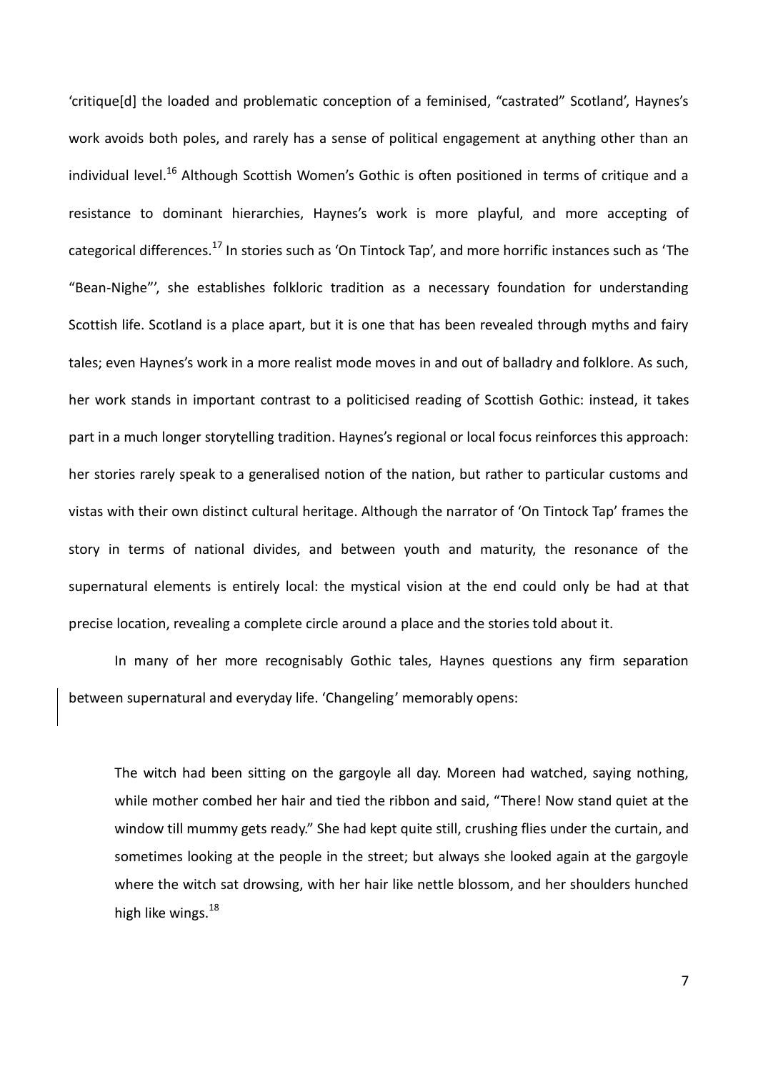'critique[d] the loaded and problematic conception of a feminised, "castrated" Scotland', Haynes's work avoids both poles, and rarely has a sense of political engagement at anything other than an individual level.[16] Although Scottish Women's Gothic is often positioned in terms of critique and a resistance to dominant hierarchies, Haynes's work is more playful, and more accepting of categorical differences.[17] In stories such as 'On Tintock Tap', and more horrific instances such as 'The "Bean-Nighe"', she establishes folkloric tradition as a necessary foundation for understanding Scottish life. Scotland is a place apart, but it is one that has been revealed through myths and fairy tales; even Haynes's work in a more realist mode moves in and out of balladry and folklore. As such, her work stands in important contrast to a politicised reading of Scottish Gothic: instead, it takes part in a much longer storytelling tradition. Haynes's regional or local focus reinforces this approach: her stories rarely speak to a generalised notion of the nation, but rather to particular customs and vistas with their own distinct cultural heritage. Although the narrator of 'On Tintock Tap' frames the story in terms of national divides, and between youth and maturity, the resonance of the supernatural elements is entirely local: the mystical vision at the end could only be had at that precise location, revealing a complete circle around a place and the stories told about it.

In many of her more recognisably Gothic tales, Haynes questions any firm separation between supernatural and everyday life. 'Changeling' memorably opens:

> The witch had been sitting on the gargoyle all day. Moreen had watched, saying nothing, while mother combed her hair and tied the ribbon and said, "There! Now stand quiet at the window till mummy gets ready." She had kept quite still, crushing flies under the curtain, and sometimes looking at the people in the street; but always she looked again at the gargoyle where the witch sat drowsing, with her hair like nettle blossom, and her shoulders hunched high like wings.[18]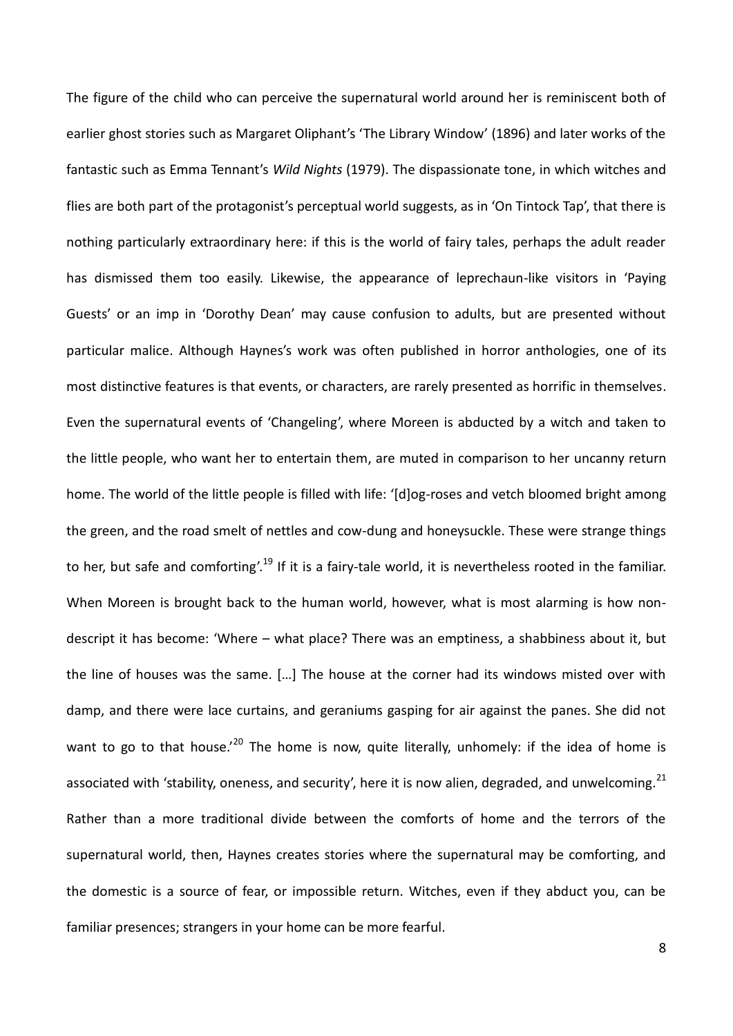The figure of the child who can perceive the supernatural world around her is reminiscent both of earlier ghost stories such as Margaret Oliphant's 'The Library Window' (1896) and later works of the fantastic such as Emma Tennant's *Wild Nights* (1979). The dispassionate tone, in which witches and flies are both part of the protagonist's perceptual world suggests, as in 'On Tintock Tap', that there is nothing particularly extraordinary here: if this is the world of fairy tales, perhaps the adult reader has dismissed them too easily. Likewise, the appearance of leprechaun-like visitors in 'Paying Guests' or an imp in 'Dorothy Dean' may cause confusion to adults, but are presented without particular malice. Although Haynes's work was often published in horror anthologies, one of its most distinctive features is that events, or characters, are rarely presented as horrific in themselves. Even the supernatural events of 'Changeling', where Moreen is abducted by a witch and taken to the little people, who want her to entertain them, are muted in comparison to her uncanny return home. The world of the little people is filled with life: '[d]og-roses and vetch bloomed bright among the green, and the road smelt of nettles and cow-dung and honeysuckle. These were strange things to her, but safe and comforting'.[19] If it is a fairy-tale world, it is nevertheless rooted in the familiar. When Moreen is brought back to the human world, however, what is most alarming is how non-descript it has become: 'Where – what place? There was an emptiness, a shabbiness about it, but the line of houses was the same. […] The house at the corner had its windows misted over with damp, and there were lace curtains, and geraniums gasping for air against the panes. She did not want to go to that house.'[20] The home is now, quite literally, unhomely: if the idea of home is associated with 'stability, oneness, and security', here it is now alien, degraded, and unwelcoming.[21] Rather than a more traditional divide between the comforts of home and the terrors of the supernatural world, then, Haynes creates stories where the supernatural may be comforting, and the domestic is a source of fear, or impossible return. Witches, even if they abduct you, can be familiar presences; strangers in your home can be more fearful.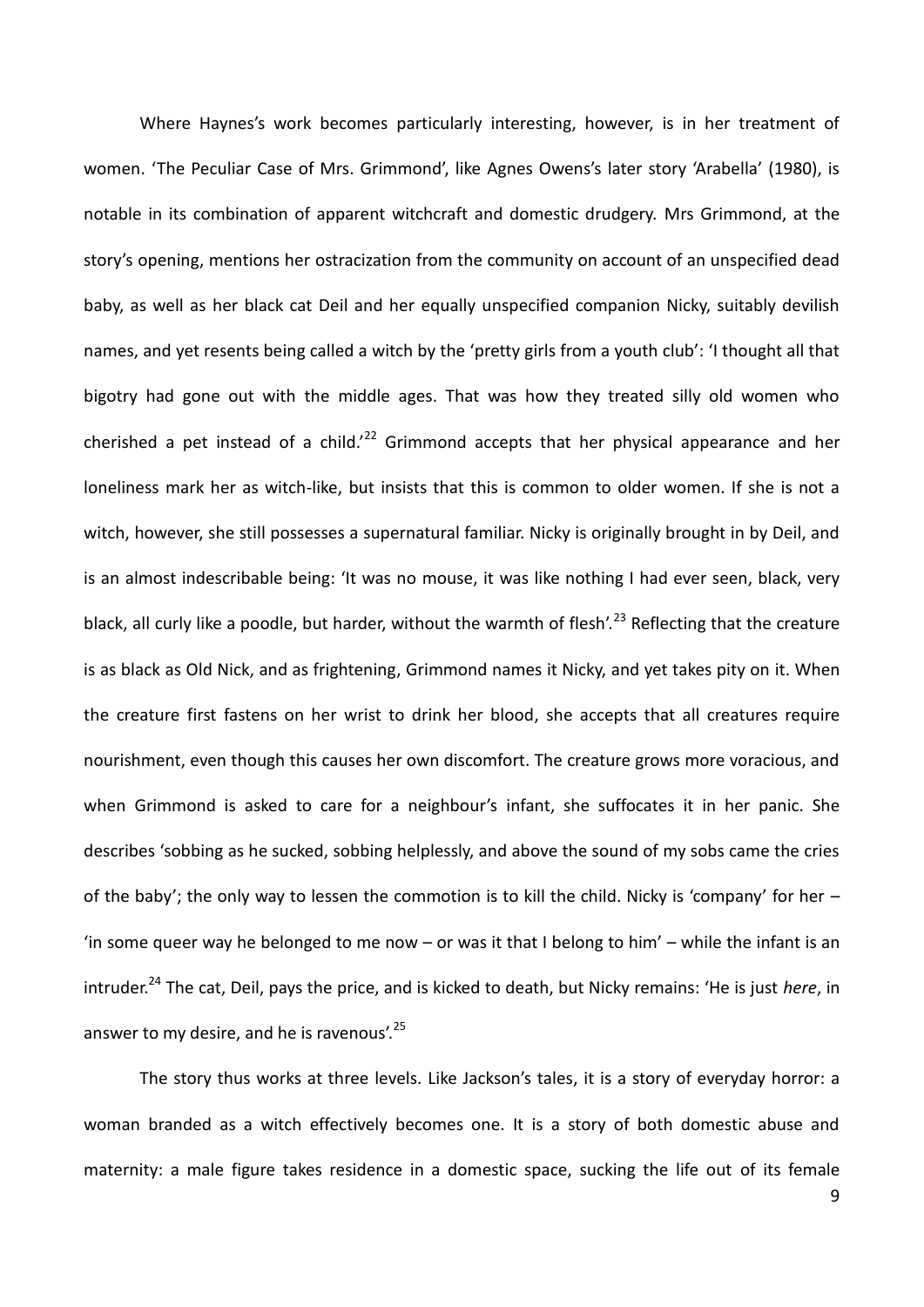Where Haynes's work becomes particularly interesting, however, is in her treatment of women. 'The Peculiar Case of Mrs. Grimmond', like Agnes Owens's later story 'Arabella' (1980), is notable in its combination of apparent witchcraft and domestic drudgery. Mrs Grimmond, at the story's opening, mentions her ostracization from the community on account of an unspecified dead baby, as well as her black cat Deil and her equally unspecified companion Nicky, suitably devilish names, and yet resents being called a witch by the 'pretty girls from a youth club': 'I thought all that bigotry had gone out with the middle ages. That was how they treated silly old women who cherished a pet instead of a child.'[22] Grimmond accepts that her physical appearance and her loneliness mark her as witch-like, but insists that this is common to older women. If she is not a witch, however, she still possesses a supernatural familiar. Nicky is originally brought in by Deil, and is an almost indescribable being: 'It was no mouse, it was like nothing I had ever seen, black, very black, all curly like a poodle, but harder, without the warmth of flesh'.[23] Reflecting that the creature is as black as Old Nick, and as frightening, Grimmond names it Nicky, and yet takes pity on it. When the creature first fastens on her wrist to drink her blood, she accepts that all creatures require nourishment, even though this causes her own discomfort. The creature grows more voracious, and when Grimmond is asked to care for a neighbour's infant, she suffocates it in her panic. She describes 'sobbing as he sucked, sobbing helplessly, and above the sound of my sobs came the cries of the baby'; the only way to lessen the commotion is to kill the child. Nicky is 'company' for her – 'in some queer way he belonged to me now – or was it that I belong to him' – while the infant is an intruder.[24] The cat, Deil, pays the price, and is kicked to death, but Nicky remains: 'He is just *here*, in answer to my desire, and he is ravenous'.[25]

The story thus works at three levels. Like Jackson's tales, it is a story of everyday horror: a woman branded as a witch effectively becomes one. It is a story of both domestic abuse and maternity: a male figure takes residence in a domestic space, sucking the life out of its female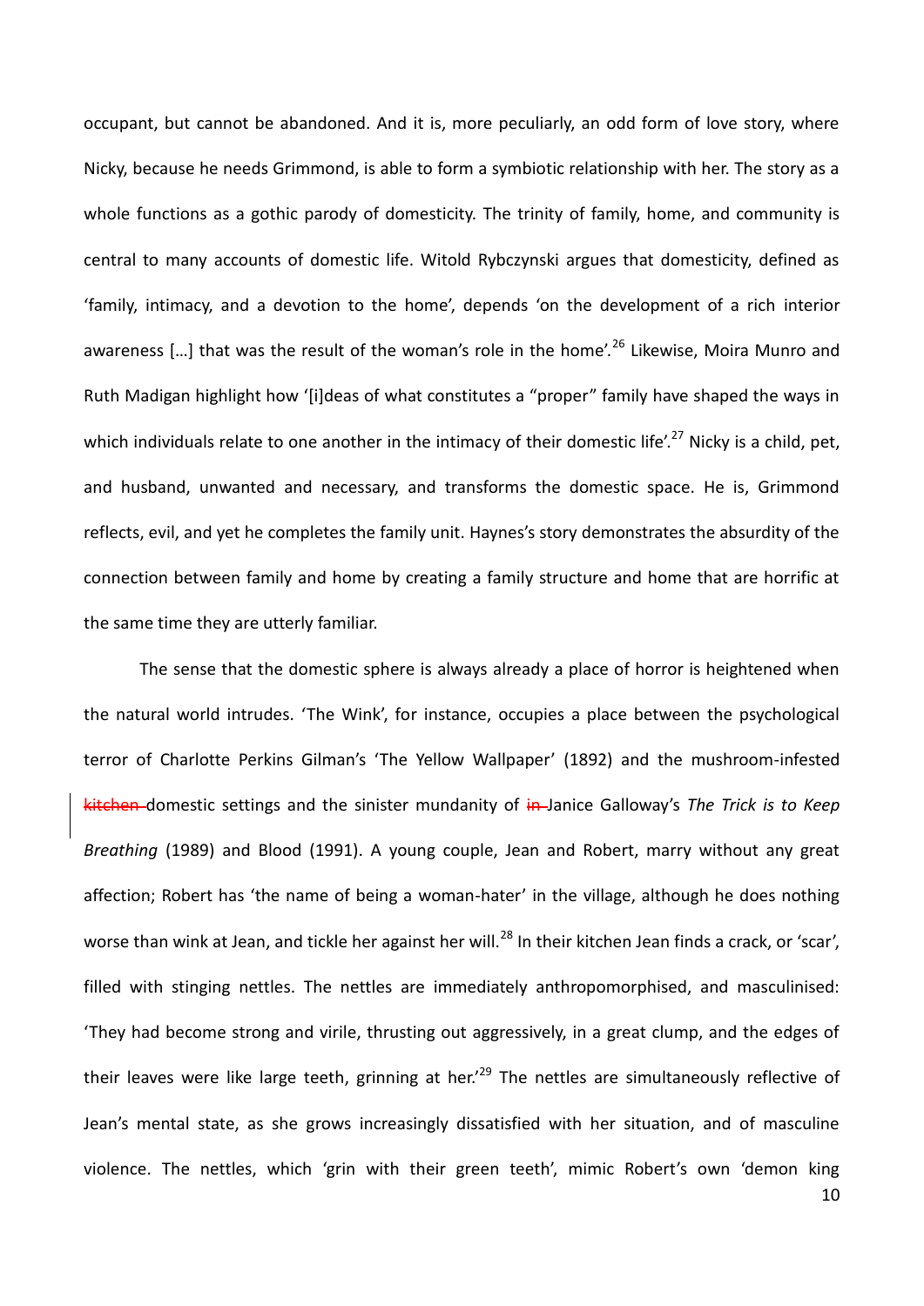occupant, but cannot be abandoned. And it is, more peculiarly, an odd form of love story, where Nicky, because he needs Grimmond, is able to form a symbiotic relationship with her. The story as a whole functions as a gothic parody of domesticity. The trinity of family, home, and community is central to many accounts of domestic life. Witold Rybczynski argues that domesticity, defined as 'family, intimacy, and a devotion to the home', depends 'on the development of a rich interior awareness […] that was the result of the woman's role in the home'.[26] Likewise, Moira Munro and Ruth Madigan highlight how '[i]deas of what constitutes a "proper" family have shaped the ways in which individuals relate to one another in the intimacy of their domestic life'.[27] Nicky is a child, pet, and husband, unwanted and necessary, and transforms the domestic space. He is, Grimmond reflects, evil, and yet he completes the family unit. Haynes's story demonstrates the absurdity of the connection between family and home by creating a family structure and home that are horrific at the same time they are utterly familiar.

The sense that the domestic sphere is always already a place of horror is heightened when the natural world intrudes. 'The Wink', for instance, occupies a place between the psychological terror of Charlotte Perkins Gilman's 'The Yellow Wallpaper' (1892) and the mushroom-infested ~~kitchen~~ domestic settings and the sinister mundanity of ~~in~~ Janice Galloway's *The Trick is to Keep Breathing* (1989) and Blood (1991). A young couple, Jean and Robert, marry without any great affection; Robert has 'the name of being a woman-hater' in the village, although he does nothing worse than wink at Jean, and tickle her against her will.[28] In their kitchen Jean finds a crack, or 'scar', filled with stinging nettles. The nettles are immediately anthropomorphised, and masculinised: 'They had become strong and virile, thrusting out aggressively, in a great clump, and the edges of their leaves were like large teeth, grinning at her.'[29] The nettles are simultaneously reflective of Jean's mental state, as she grows increasingly dissatisfied with her situation, and of masculine violence. The nettles, which 'grin with their green teeth', mimic Robert's own 'demon king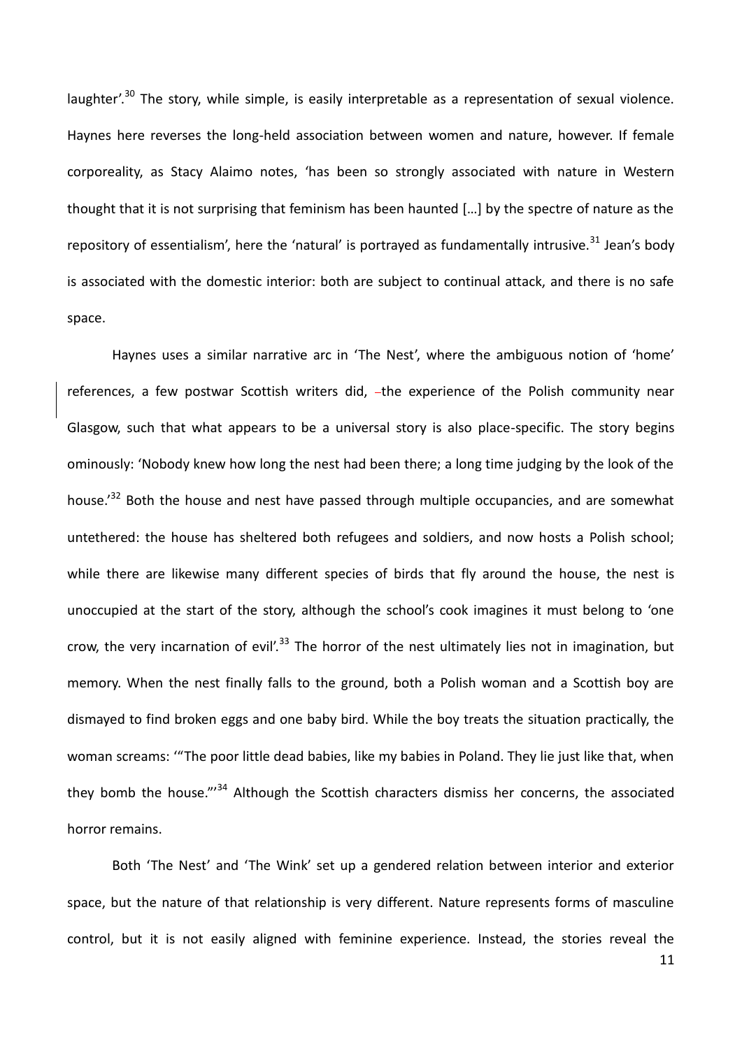laughter'.[30] The story, while simple, is easily interpretable as a representation of sexual violence. Haynes here reverses the long-held association between women and nature, however. If female corporeality, as Stacy Alaimo notes, 'has been so strongly associated with nature in Western thought that it is not surprising that feminism has been haunted […] by the spectre of nature as the repository of essentialism', here the 'natural' is portrayed as fundamentally intrusive.[31] Jean's body is associated with the domestic interior: both are subject to continual attack, and there is no safe space.

Haynes uses a similar narrative arc in 'The Nest', where the ambiguous notion of 'home' references, a few postwar Scottish writers did, –the experience of the Polish community near Glasgow, such that what appears to be a universal story is also place-specific. The story begins ominously: 'Nobody knew how long the nest had been there; a long time judging by the look of the house.'[32] Both the house and nest have passed through multiple occupancies, and are somewhat untethered: the house has sheltered both refugees and soldiers, and now hosts a Polish school; while there are likewise many different species of birds that fly around the house, the nest is unoccupied at the start of the story, although the school's cook imagines it must belong to 'one crow, the very incarnation of evil'.[33] The horror of the nest ultimately lies not in imagination, but memory. When the nest finally falls to the ground, both a Polish woman and a Scottish boy are dismayed to find broken eggs and one baby bird. While the boy treats the situation practically, the woman screams: '"The poor little dead babies, like my babies in Poland. They lie just like that, when they bomb the house."'[34] Although the Scottish characters dismiss her concerns, the associated horror remains.

Both 'The Nest' and 'The Wink' set up a gendered relation between interior and exterior space, but the nature of that relationship is very different. Nature represents forms of masculine control, but it is not easily aligned with feminine experience. Instead, the stories reveal the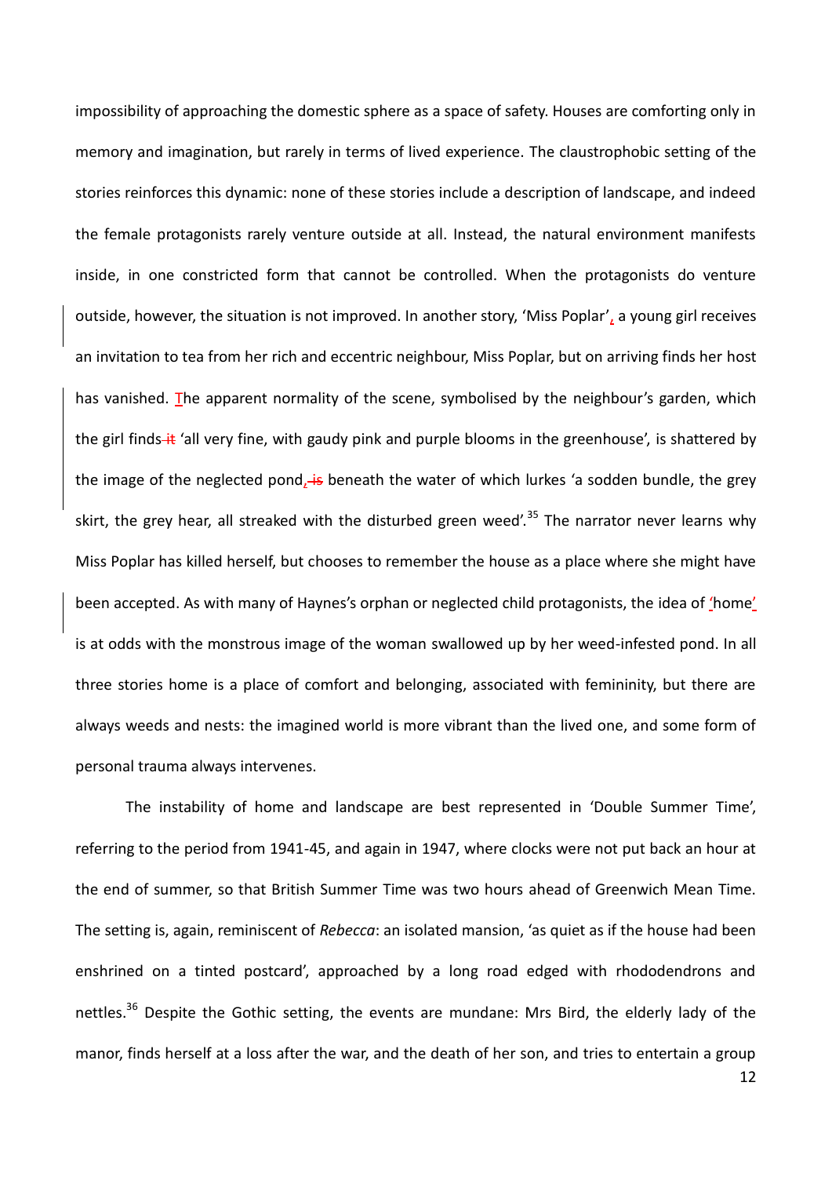impossibility of approaching the domestic sphere as a space of safety. Houses are comforting only in memory and imagination, but rarely in terms of lived experience. The claustrophobic setting of the stories reinforces this dynamic: none of these stories include a description of landscape, and indeed the female protagonists rarely venture outside at all. Instead, the natural environment manifests inside, in one constricted form that cannot be controlled. When the protagonists do venture outside, however, the situation is not improved. In another story, 'Miss Poplar', a young girl receives an invitation to tea from her rich and eccentric neighbour, Miss Poplar, but on arriving finds her host has vanished. The apparent normality of the scene, symbolised by the neighbour's garden, which the girl finds 'all very fine, with gaudy pink and purple blooms in the greenhouse', is shattered by the image of the neglected pond, beneath the water of which lurkes 'a sodden bundle, the grey skirt, the grey hear, all streaked with the disturbed green weed'.[35] The narrator never learns why Miss Poplar has killed herself, but chooses to remember the house as a place where she might have been accepted. As with many of Haynes's orphan or neglected child protagonists, the idea of 'home' is at odds with the monstrous image of the woman swallowed up by her weed-infested pond. In all three stories home is a place of comfort and belonging, associated with femininity, but there are always weeds and nests: the imagined world is more vibrant than the lived one, and some form of personal trauma always intervenes.

The instability of home and landscape are best represented in 'Double Summer Time', referring to the period from 1941-45, and again in 1947, where clocks were not put back an hour at the end of summer, so that British Summer Time was two hours ahead of Greenwich Mean Time. The setting is, again, reminiscent of *Rebecca*: an isolated mansion, 'as quiet as if the house had been enshrined on a tinted postcard', approached by a long road edged with rhododendrons and nettles.[36] Despite the Gothic setting, the events are mundane: Mrs Bird, the elderly lady of the manor, finds herself at a loss after the war, and the death of her son, and tries to entertain a group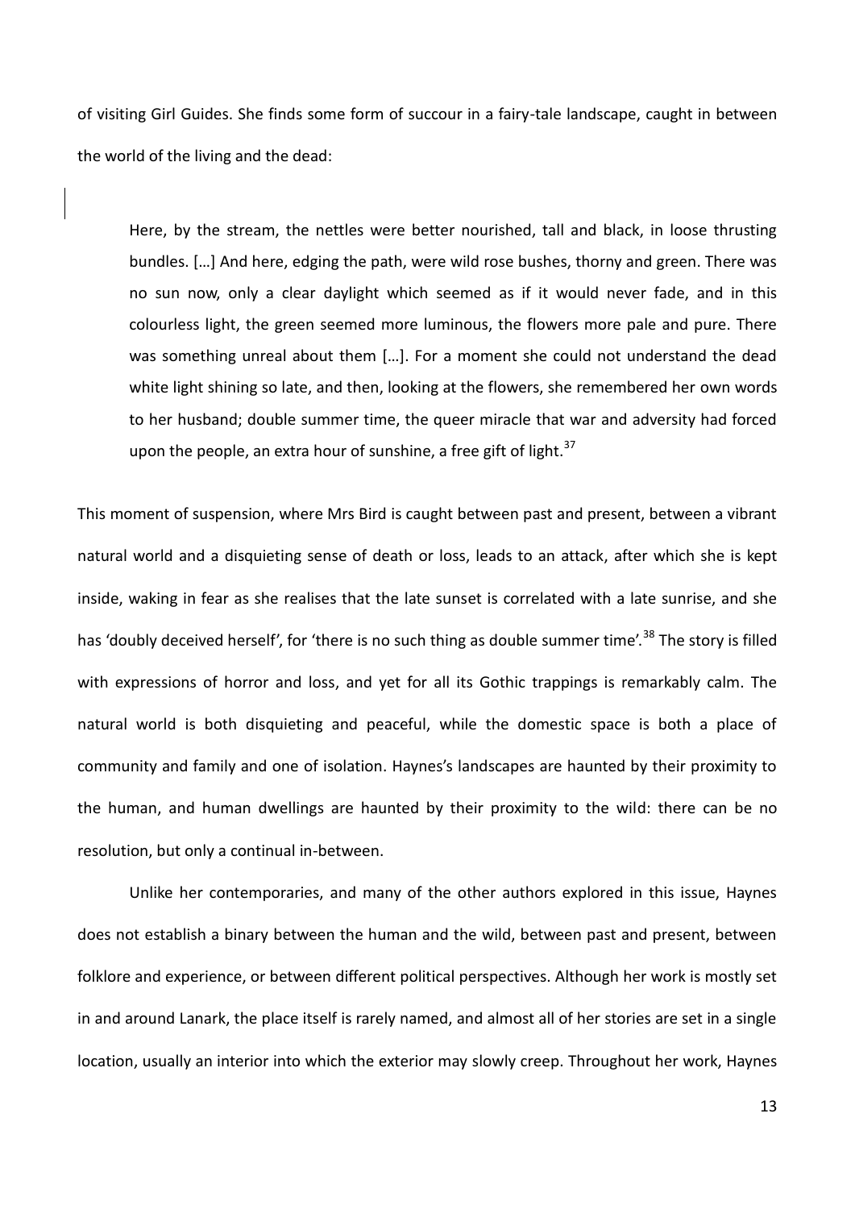of visiting Girl Guides. She finds some form of succour in a fairy-tale landscape, caught in between the world of the living and the dead:

> Here, by the stream, the nettles were better nourished, tall and black, in loose thrusting bundles. […] And here, edging the path, were wild rose bushes, thorny and green. There was no sun now, only a clear daylight which seemed as if it would never fade, and in this colourless light, the green seemed more luminous, the flowers more pale and pure. There was something unreal about them […]. For a moment she could not understand the dead white light shining so late, and then, looking at the flowers, she remembered her own words to her husband; double summer time, the queer miracle that war and adversity had forced upon the people, an extra hour of sunshine, a free gift of light.[37]

This moment of suspension, where Mrs Bird is caught between past and present, between a vibrant natural world and a disquieting sense of death or loss, leads to an attack, after which she is kept inside, waking in fear as she realises that the late sunset is correlated with a late sunrise, and she has 'doubly deceived herself', for 'there is no such thing as double summer time'.[38] The story is filled with expressions of horror and loss, and yet for all its Gothic trappings is remarkably calm. The natural world is both disquieting and peaceful, while the domestic space is both a place of community and family and one of isolation. Haynes's landscapes are haunted by their proximity to the human, and human dwellings are haunted by their proximity to the wild: there can be no resolution, but only a continual in-between.

Unlike her contemporaries, and many of the other authors explored in this issue, Haynes does not establish a binary between the human and the wild, between past and present, between folklore and experience, or between different political perspectives. Although her work is mostly set in and around Lanark, the place itself is rarely named, and almost all of her stories are set in a single location, usually an interior into which the exterior may slowly creep. Throughout her work, Haynes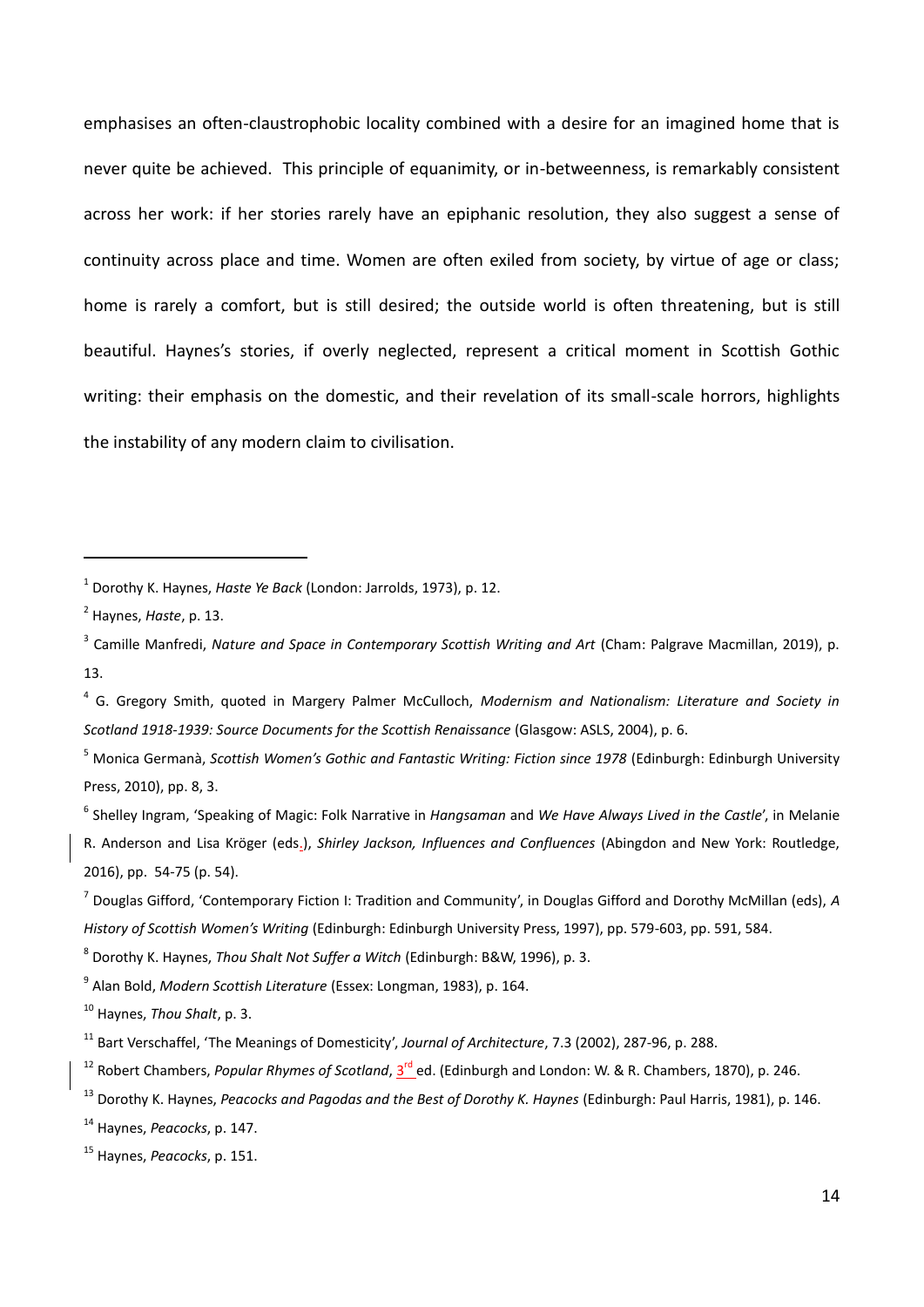emphasises an often-claustrophobic locality combined with a desire for an imagined home that is never quite be achieved. This principle of equanimity, or in-betweenness, is remarkably consistent across her work: if her stories rarely have an epiphanic resolution, they also suggest a sense of continuity across place and time. Women are often exiled from society, by virtue of age or class; home is rarely a comfort, but is still desired; the outside world is often threatening, but is still beautiful. Haynes's stories, if overly neglected, represent a critical moment in Scottish Gothic writing: their emphasis on the domestic, and their revelation of its small-scale horrors, highlights the instability of any modern claim to civilisation.

---

[1] Dorothy K. Haynes, *Haste Ye Back* (London: Jarrolds, 1973), p. 12.

[2] Haynes, *Haste*, p. 13.

[3] Camille Manfredi, *Nature and Space in Contemporary Scottish Writing and Art* (Cham: Palgrave Macmillan, 2019), p. 13.

[4] G. Gregory Smith, quoted in Margery Palmer McCulloch, *Modernism and Nationalism: Literature and Society in Scotland 1918-1939: Source Documents for the Scottish Renaissance* (Glasgow: ASLS, 2004), p. 6.

[5] Monica Germanà, *Scottish Women's Gothic and Fantastic Writing: Fiction since 1978* (Edinburgh: Edinburgh University Press, 2010), pp. 8, 3.

[6] Shelley Ingram, 'Speaking of Magic: Folk Narrative in *Hangsaman* and *We Have Always Lived in the Castle*', in Melanie R. Anderson and Lisa Kröger (eds.), *Shirley Jackson, Influences and Confluences* (Abingdon and New York: Routledge, 2016), pp. 54-75 (p. 54).

[7] Douglas Gifford, 'Contemporary Fiction I: Tradition and Community', in Douglas Gifford and Dorothy McMillan (eds), *A History of Scottish Women's Writing* (Edinburgh: Edinburgh University Press, 1997), pp. 579-603, pp. 591, 584.

[8] Dorothy K. Haynes, *Thou Shalt Not Suffer a Witch* (Edinburgh: B&W, 1996), p. 3.

[9] Alan Bold, *Modern Scottish Literature* (Essex: Longman, 1983), p. 164.

[10] Haynes, *Thou Shalt*, p. 3.

[11] Bart Verschaffel, 'The Meanings of Domesticity', *Journal of Architecture*, 7.3 (2002), 287-96, p. 288.

[12] Robert Chambers, *Popular Rhymes of Scotland*, 3rd ed. (Edinburgh and London: W. & R. Chambers, 1870), p. 246.

[13] Dorothy K. Haynes, *Peacocks and Pagodas and the Best of Dorothy K. Haynes* (Edinburgh: Paul Harris, 1981), p. 146.

[14] Haynes, *Peacocks*, p. 147.

[15] Haynes, *Peacocks*, p. 151.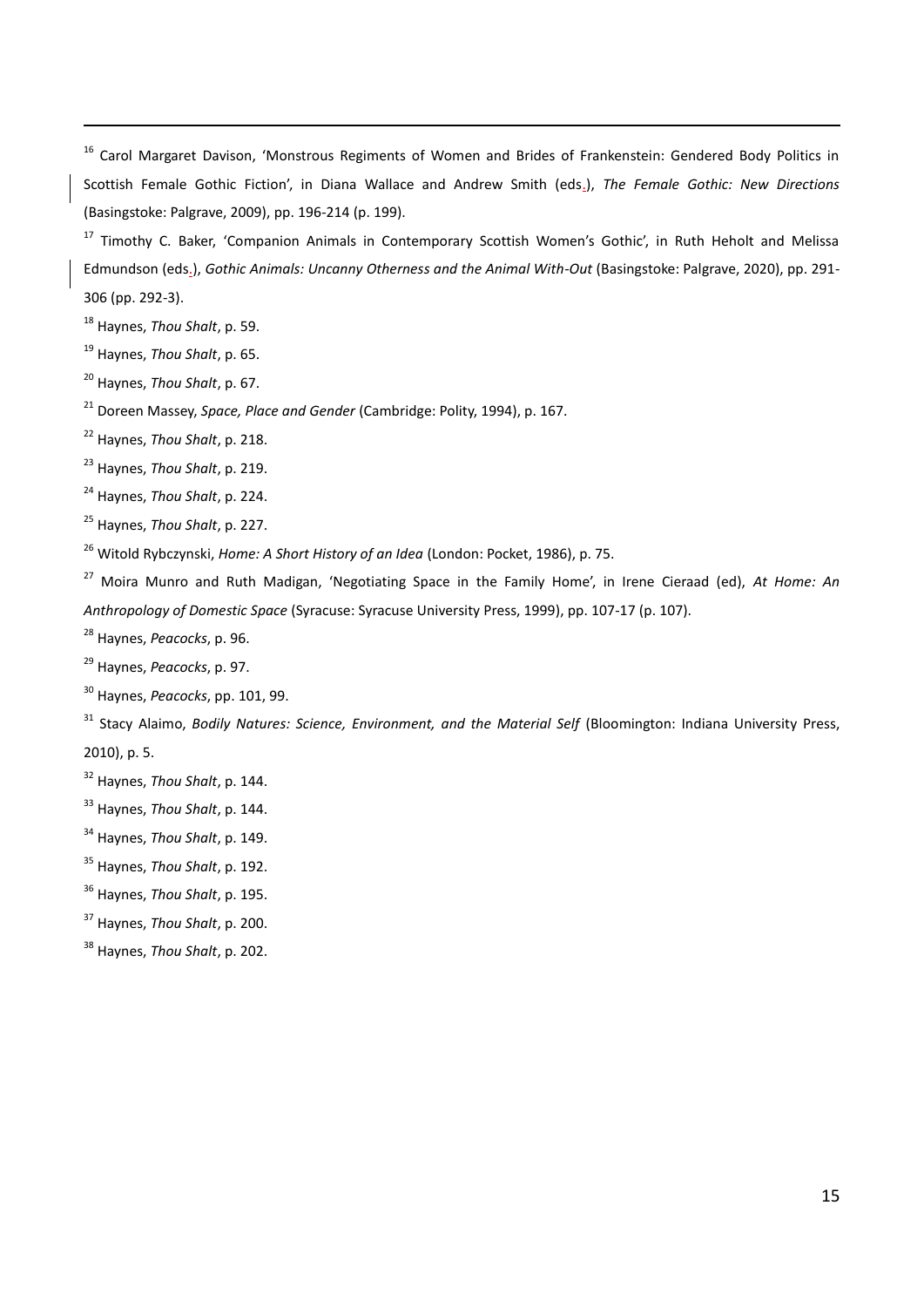[16] Carol Margaret Davison, 'Monstrous Regiments of Women and Brides of Frankenstein: Gendered Body Politics in Scottish Female Gothic Fiction', in Diana Wallace and Andrew Smith (eds.), *The Female Gothic: New Directions* (Basingstoke: Palgrave, 2009), pp. 196-214 (p. 199).

[17] Timothy C. Baker, 'Companion Animals in Contemporary Scottish Women's Gothic', in Ruth Heholt and Melissa Edmundson (eds.), *Gothic Animals: Uncanny Otherness and the Animal With-Out* (Basingstoke: Palgrave, 2020), pp. 291-306 (pp. 292-3).

[18] Haynes, *Thou Shalt*, p. 59.

[19] Haynes, *Thou Shalt*, p. 65.

[20] Haynes, *Thou Shalt*, p. 67.

[21] Doreen Massey, *Space, Place and Gender* (Cambridge: Polity, 1994), p. 167.

[22] Haynes, *Thou Shalt*, p. 218.

[23] Haynes, *Thou Shalt*, p. 219.

[24] Haynes, *Thou Shalt*, p. 224.

[25] Haynes, *Thou Shalt*, p. 227.

[26] Witold Rybczynski, *Home: A Short History of an Idea* (London: Pocket, 1986), p. 75.

[27] Moira Munro and Ruth Madigan, 'Negotiating Space in the Family Home', in Irene Cieraad (ed), *At Home: An Anthropology of Domestic Space* (Syracuse: Syracuse University Press, 1999), pp. 107-17 (p. 107).

[28] Haynes, *Peacocks*, p. 96.

[29] Haynes, *Peacocks*, p. 97.

[30] Haynes, *Peacocks*, pp. 101, 99.

[31] Stacy Alaimo, *Bodily Natures: Science, Environment, and the Material Self* (Bloomington: Indiana University Press, 2010), p. 5.

[32] Haynes, *Thou Shalt*, p. 144.

[33] Haynes, *Thou Shalt*, p. 144.

[34] Haynes, *Thou Shalt*, p. 149.

[35] Haynes, *Thou Shalt*, p. 192.

[36] Haynes, *Thou Shalt*, p. 195.

[37] Haynes, *Thou Shalt*, p. 200.

[38] Haynes, *Thou Shalt*, p. 202.